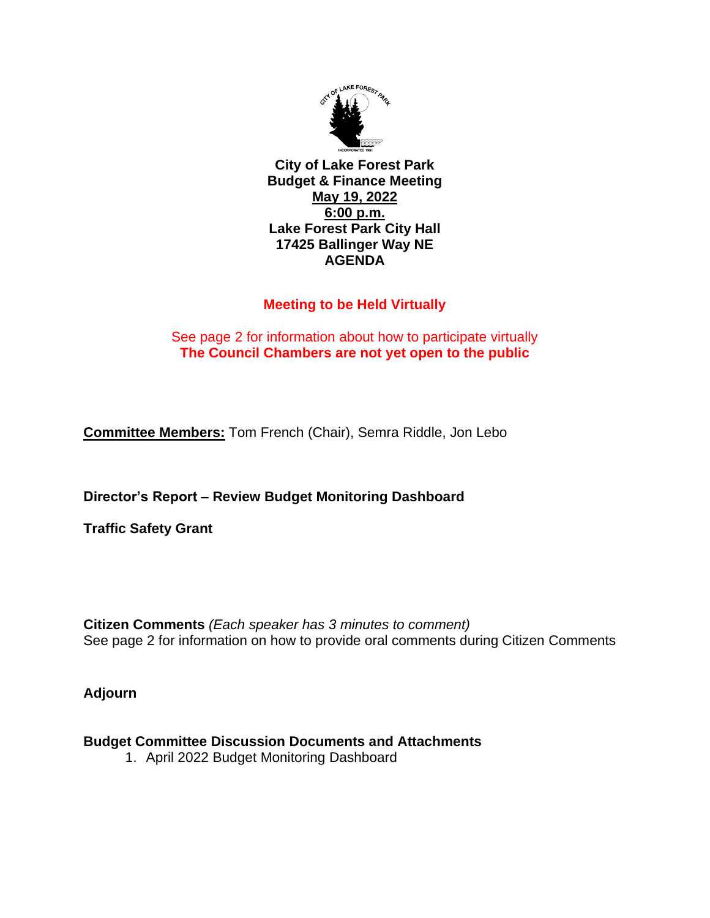**City of Lake Forest Park**
**Budget & Finance Meeting**
**May 19, 2022**
**6:00 p.m.**
**Lake Forest Park City Hall**
**17425 Ballinger Way NE**
**AGENDA**

**Meeting to be Held Virtually**

See page 2 for information about how to participate virtually
**The Council Chambers are not yet open to the public**

**Committee Members:** Tom French (Chair), Semra Riddle, Jon Lebo

**Director's Report – Review Budget Monitoring Dashboard**

**Traffic Safety Grant**

**Citizen Comments** *(Each speaker has 3 minutes to comment)*
See page 2 for information on how to provide oral comments during Citizen Comments

**Adjourn**

**Budget Committee Discussion Documents and Attachments**

1. April 2022 Budget Monitoring Dashboard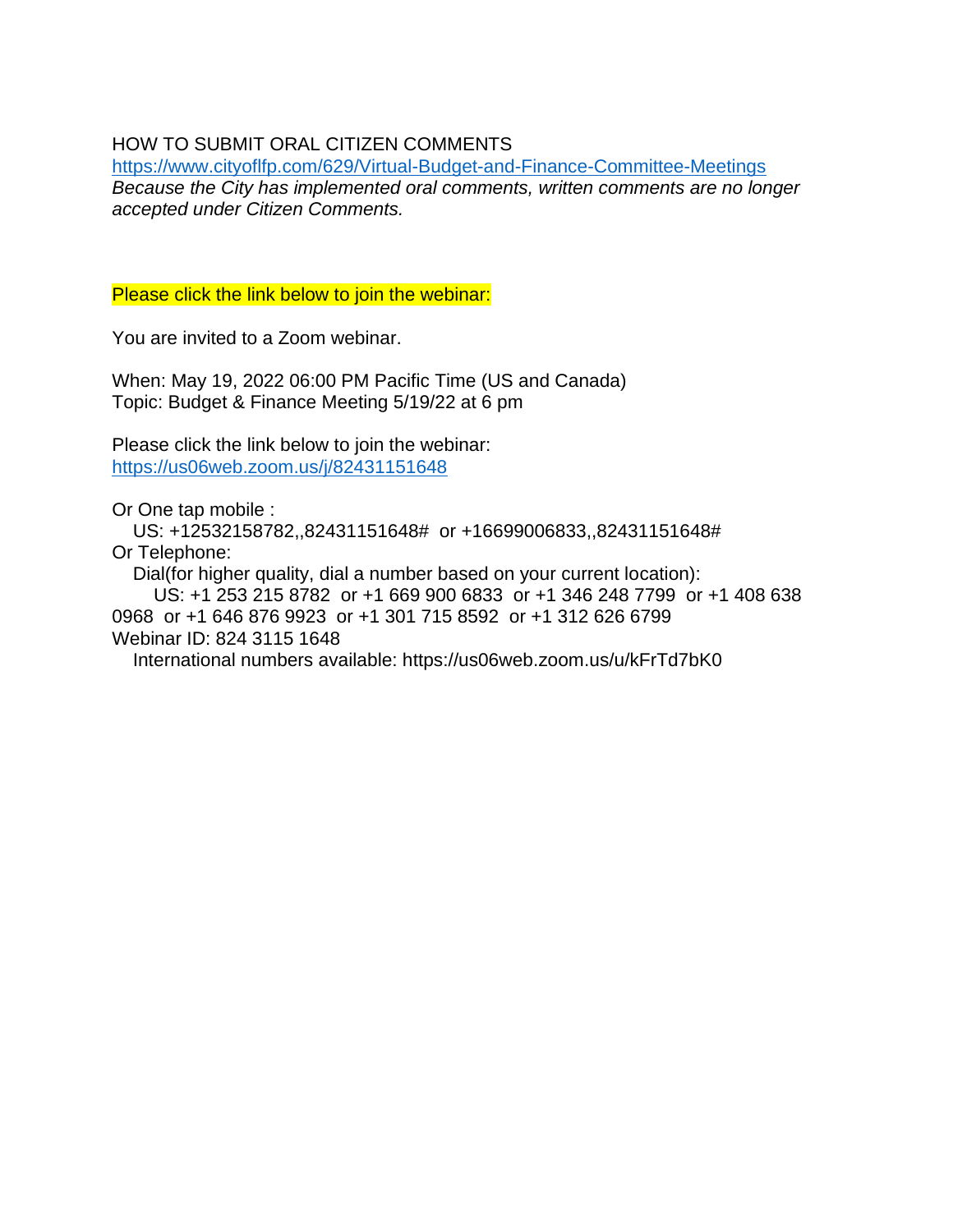HOW TO SUBMIT ORAL CITIZEN COMMENTS
https://www.cityoflfp.com/629/Virtual-Budget-and-Finance-Committee-Meetings
*Because the City has implemented oral comments, written comments are no longer accepted under Citizen Comments.*

Please click the link below to join the webinar:

You are invited to a Zoom webinar.

When: May 19, 2022 06:00 PM Pacific Time (US and Canada)
Topic: Budget & Finance Meeting 5/19/22 at 6 pm

Please click the link below to join the webinar:
https://us06web.zoom.us/j/82431151648

Or One tap mobile :
US: +12532158782,,82431151648# or +16699006833,,82431151648#
Or Telephone:
Dial(for higher quality, dial a number based on your current location):
US: +1 253 215 8782 or +1 669 900 6833 or +1 346 248 7799 or +1 408 638 0968 or +1 646 876 9923 or +1 301 715 8592 or +1 312 626 6799
Webinar ID: 824 3115 1648
International numbers available: https://us06web.zoom.us/u/kFrTd7bK0